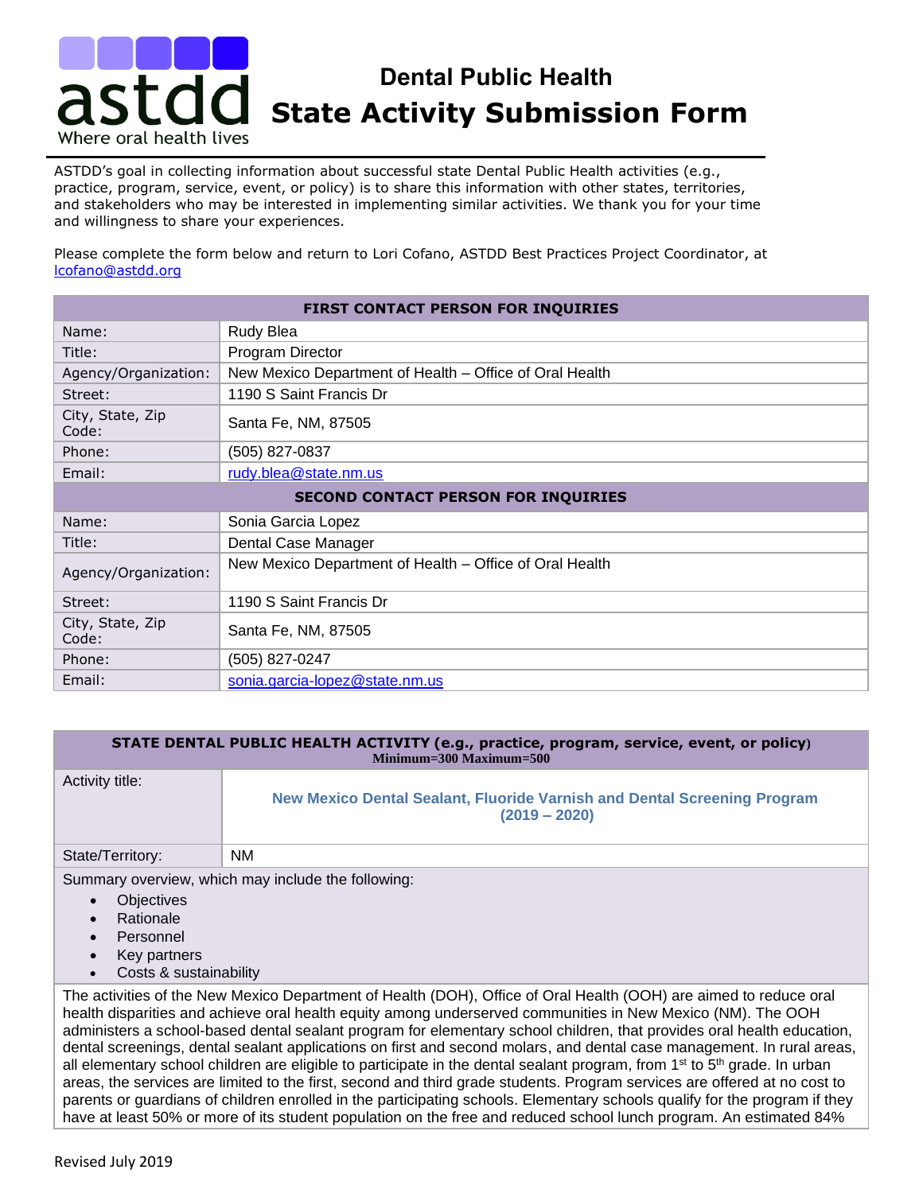astdd
Where oral health lives

# Dental Public Health
# State Activity Submission Form

ASTDD's goal in collecting information about successful state Dental Public Health activities (e.g., practice, program, service, event, or policy) is to share this information with other states, territories, and stakeholders who may be interested in implementing similar activities. We thank you for your time and willingness to share your experiences.

Please complete the form below and return to Lori Cofano, ASTDD Best Practices Project Coordinator, at lcofano@astdd.org

| FIRST CONTACT PERSON FOR INQUIRIES | |
|---|---|
| Name: | Rudy Blea |
| Title: | Program Director |
| Agency/Organization: | New Mexico Department of Health – Office of Oral Health |
| Street: | 1190 S Saint Francis Dr |
| City, State, Zip Code: | Santa Fe, NM, 87505 |
| Phone: | (505) 827-0837 |
| Email: | rudy.blea@state.nm.us |
| **SECOND CONTACT PERSON FOR INQUIRIES** | |
| Name: | Sonia Garcia Lopez |
| Title: | Dental Case Manager |
| Agency/Organization: | New Mexico Department of Health – Office of Oral Health |
| Street: | 1190 S Saint Francis Dr |
| City, State, Zip Code: | Santa Fe, NM, 87505 |
| Phone: | (505) 827-0247 |
| Email: | sonia.garcia-lopez@state.nm.us |

| STATE DENTAL PUBLIC HEALTH ACTIVITY (e.g., practice, program, service, event, or policy) Minimum=300 Maximum=500 | |
|---|---|
| Activity title: | **New Mexico Dental Sealant, Fluoride Varnish and Dental Screening Program (2019 – 2020)** |
| State/Territory: | NM |

Summary overview, which may include the following:

- Objectives
- Rationale
- Personnel
- Key partners
- Costs & sustainability

The activities of the New Mexico Department of Health (DOH), Office of Oral Health (OOH) are aimed to reduce oral health disparities and achieve oral health equity among underserved communities in New Mexico (NM). The OOH administers a school-based dental sealant program for elementary school children, that provides oral health education, dental screenings, dental sealant applications on first and second molars, and dental case management. In rural areas, all elementary school children are eligible to participate in the dental sealant program, from 1st to 5th grade. In urban areas, the services are limited to the first, second and third grade students. Program services are offered at no cost to parents or guardians of children enrolled in the participating schools. Elementary schools qualify for the program if they have at least 50% or more of its student population on the free and reduced school lunch program. An estimated 84%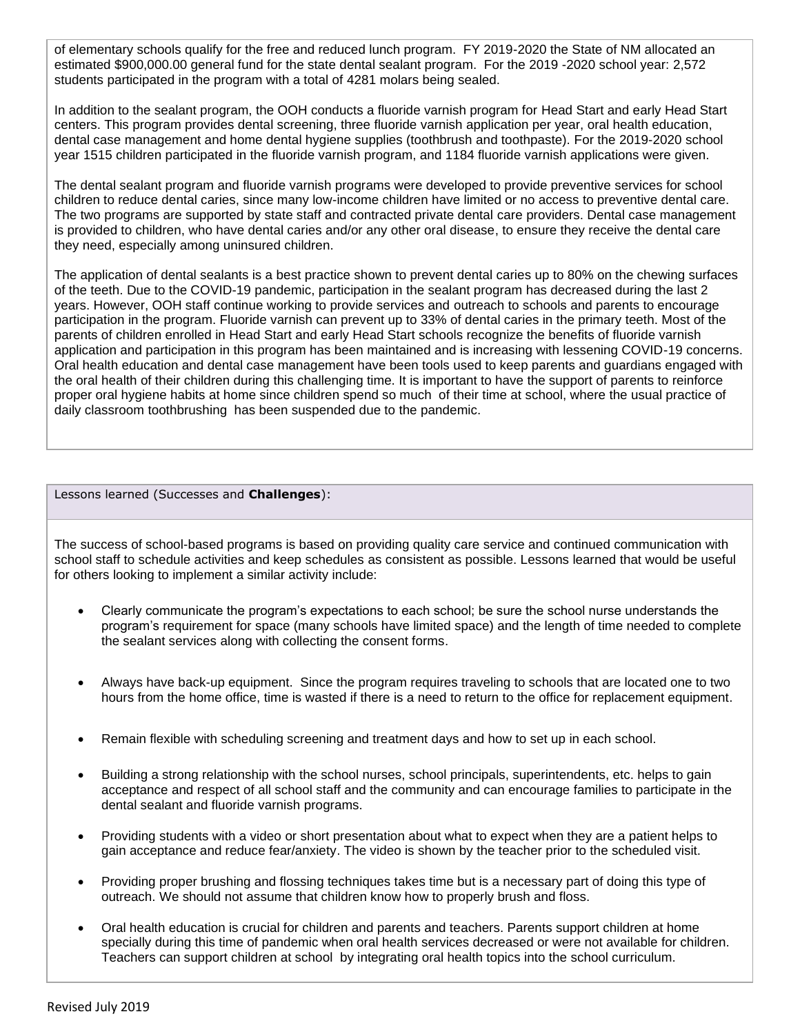of elementary schools qualify for the free and reduced lunch program. FY 2019-2020 the State of NM allocated an estimated $900,000.00 general fund for the state dental sealant program. For the 2019 -2020 school year: 2,572 students participated in the program with a total of 4281 molars being sealed.

In addition to the sealant program, the OOH conducts a fluoride varnish program for Head Start and early Head Start centers. This program provides dental screening, three fluoride varnish application per year, oral health education, dental case management and home dental hygiene supplies (toothbrush and toothpaste). For the 2019-2020 school year 1515 children participated in the fluoride varnish program, and 1184 fluoride varnish applications were given.

The dental sealant program and fluoride varnish programs were developed to provide preventive services for school children to reduce dental caries, since many low-income children have limited or no access to preventive dental care. The two programs are supported by state staff and contracted private dental care providers. Dental case management is provided to children, who have dental caries and/or any other oral disease, to ensure they receive the dental care they need, especially among uninsured children.

The application of dental sealants is a best practice shown to prevent dental caries up to 80% on the chewing surfaces of the teeth. Due to the COVID-19 pandemic, participation in the sealant program has decreased during the last 2 years. However, OOH staff continue working to provide services and outreach to schools and parents to encourage participation in the program. Fluoride varnish can prevent up to 33% of dental caries in the primary teeth. Most of the parents of children enrolled in Head Start and early Head Start schools recognize the benefits of fluoride varnish application and participation in this program has been maintained and is increasing with lessening COVID-19 concerns. Oral health education and dental case management have been tools used to keep parents and guardians engaged with the oral health of their children during this challenging time. It is important to have the support of parents to reinforce proper oral hygiene habits at home since children spend so much of their time at school, where the usual practice of daily classroom toothbrushing has been suspended due to the pandemic.

Lessons learned (Successes and **Challenges**):

The success of school-based programs is based on providing quality care service and continued communication with school staff to schedule activities and keep schedules as consistent as possible. Lessons learned that would be useful for others looking to implement a similar activity include:

- Clearly communicate the program's expectations to each school; be sure the school nurse understands the program's requirement for space (many schools have limited space) and the length of time needed to complete the sealant services along with collecting the consent forms.
- Always have back-up equipment. Since the program requires traveling to schools that are located one to two hours from the home office, time is wasted if there is a need to return to the office for replacement equipment.
- Remain flexible with scheduling screening and treatment days and how to set up in each school.
- Building a strong relationship with the school nurses, school principals, superintendents, etc. helps to gain acceptance and respect of all school staff and the community and can encourage families to participate in the dental sealant and fluoride varnish programs.
- Providing students with a video or short presentation about what to expect when they are a patient helps to gain acceptance and reduce fear/anxiety. The video is shown by the teacher prior to the scheduled visit.
- Providing proper brushing and flossing techniques takes time but is a necessary part of doing this type of outreach. We should not assume that children know how to properly brush and floss.
- Oral health education is crucial for children and parents and teachers. Parents support children at home specially during this time of pandemic when oral health services decreased or were not available for children. Teachers can support children at school by integrating oral health topics into the school curriculum.

Revised July 2019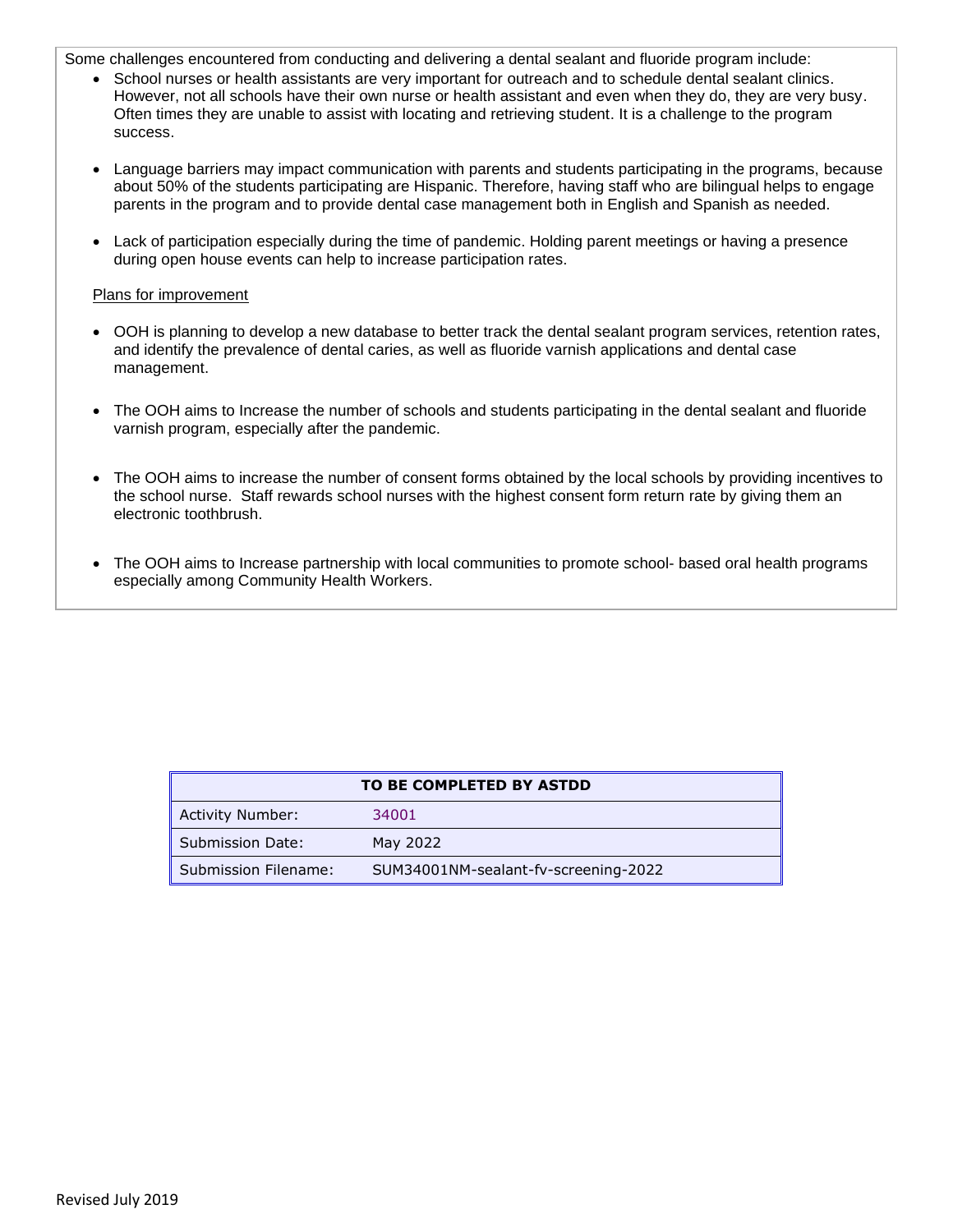Some challenges encountered from conducting and delivering a dental sealant and fluoride program include:

- School nurses or health assistants are very important for outreach and to schedule dental sealant clinics. However, not all schools have their own nurse or health assistant and even when they do, they are very busy. Often times they are unable to assist with locating and retrieving student. It is a challenge to the program success.

- Language barriers may impact communication with parents and students participating in the programs, because about 50% of the students participating are Hispanic. Therefore, having staff who are bilingual helps to engage parents in the program and to provide dental case management both in English and Spanish as needed.

- Lack of participation especially during the time of pandemic. Holding parent meetings or having a presence during open house events can help to increase participation rates.

Plans for improvement

- OOH is planning to develop a new database to better track the dental sealant program services, retention rates, and identify the prevalence of dental caries, as well as fluoride varnish applications and dental case management.

- The OOH aims to Increase the number of schools and students participating in the dental sealant and fluoride varnish program, especially after the pandemic.

- The OOH aims to increase the number of consent forms obtained by the local schools by providing incentives to the school nurse. Staff rewards school nurses with the highest consent form return rate by giving them an electronic toothbrush.

- The OOH aims to Increase partnership with local communities to promote school- based oral health programs especially among Community Health Workers.

| **TO BE COMPLETED BY ASTDD** | |
|---|---|
| Activity Number: | 34001 |
| Submission Date: | May 2022 |
| Submission Filename: | SUM34001NM-sealant-fv-screening-2022 |

Revised July 2019